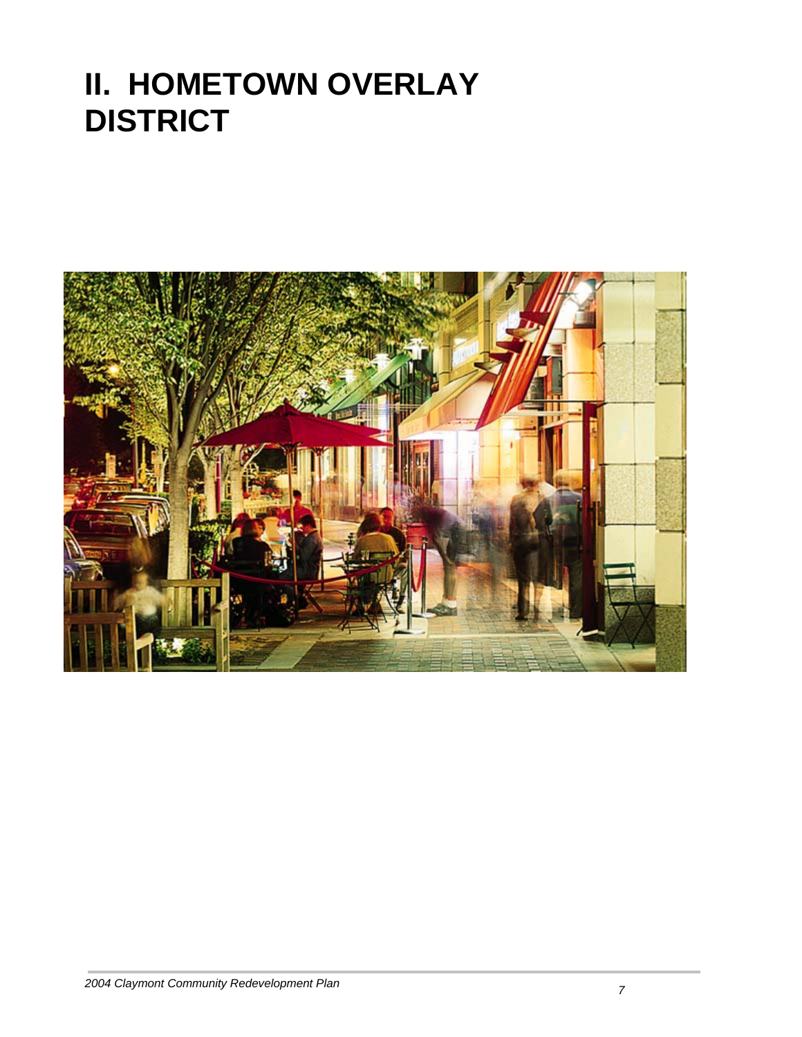# II. HOMETOWN OVERLAY DISTRICT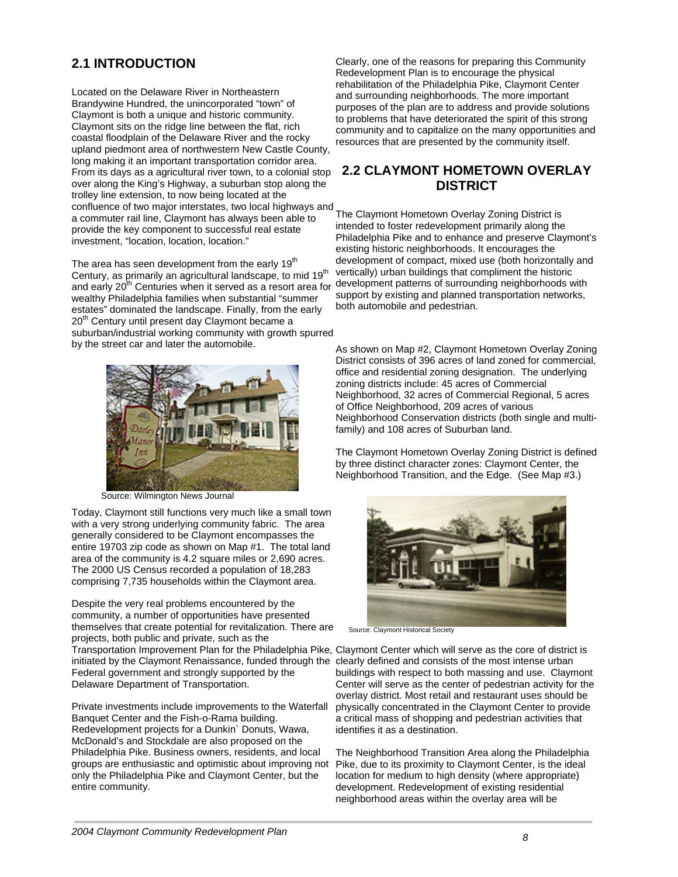## 2.1 INTRODUCTION

Located on the Delaware River in Northeastern Brandywine Hundred, the unincorporated "town" of Claymont is both a unique and historic community. Claymont sits on the ridge line between the flat, rich coastal floodplain of the Delaware River and the rocky upland piedmont area of northwestern New Castle County, long making it an important transportation corridor area. From its days as a agricultural river town, to a colonial stop over along the King's Highway, a suburban stop along the trolley line extension, to now being located at the confluence of two major interstates, two local highways and a commuter rail line, Claymont has always been able to provide the key component to successful real estate investment, "location, location, location."

The area has seen development from the early 19th Century, as primarily an agricultural landscape, to mid 19th and early 20th Centuries when it served as a resort area for wealthy Philadelphia families when substantial "summer estates" dominated the landscape. Finally, from the early 20th Century until present day Claymont became a suburban/industrial working community with growth spurred by the street car and later the automobile.

Source: Wilmington News Journal

Today, Claymont still functions very much like a small town with a very strong underlying community fabric. The area generally considered to be Claymont encompasses the entire 19703 zip code as shown on Map #1. The total land area of the community is 4.2 square miles or 2,690 acres. The 2000 US Census recorded a population of 18,283 comprising 7,735 households within the Claymont area.

Despite the very real problems encountered by the community, a number of opportunities have presented themselves that create potential for revitalization. There are projects, both public and private, such as the Transportation Improvement Plan for the Philadelphia Pike, initiated by the Claymont Renaissance, funded through the Federal government and strongly supported by the Delaware Department of Transportation.

Private investments include improvements to the Waterfall Banquet Center and the Fish-o-Rama building. Redevelopment projects for a Dunkin` Donuts, Wawa, McDonald's and Stockdale are also proposed on the Philadelphia Pike. Business owners, residents, and local groups are enthusiastic and optimistic about improving not only the Philadelphia Pike and Claymont Center, but the entire community.

Clearly, one of the reasons for preparing this Community Redevelopment Plan is to encourage the physical rehabilitation of the Philadelphia Pike, Claymont Center and surrounding neighborhoods. The more important purposes of the plan are to address and provide solutions to problems that have deteriorated the spirit of this strong community and to capitalize on the many opportunities and resources that are presented by the community itself.

## 2.2 CLAYMONT HOMETOWN OVERLAY DISTRICT

The Claymont Hometown Overlay Zoning District is intended to foster redevelopment primarily along the Philadelphia Pike and to enhance and preserve Claymont's existing historic neighborhoods. It encourages the development of compact, mixed use (both horizontally and vertically) urban buildings that compliment the historic development patterns of surrounding neighborhoods with support by existing and planned transportation networks, both automobile and pedestrian.

As shown on Map #2, Claymont Hometown Overlay Zoning District consists of 396 acres of land zoned for commercial, office and residential zoning designation. The underlying zoning districts include: 45 acres of Commercial Neighborhood, 32 acres of Commercial Regional, 5 acres of Office Neighborhood, 209 acres of various Neighborhood Conservation districts (both single and multi-family) and 108 acres of Suburban land.

The Claymont Hometown Overlay Zoning District is defined by three distinct character zones: Claymont Center, the Neighborhood Transition, and the Edge. (See Map #3.)

Source: Claymont Historical Society

Claymont Center which will serve as the core of district is clearly defined and consists of the most intense urban buildings with respect to both massing and use. Claymont Center will serve as the center of pedestrian activity for the overlay district. Most retail and restaurant uses should be physically concentrated in the Claymont Center to provide a critical mass of shopping and pedestrian activities that identifies it as a destination.

The Neighborhood Transition Area along the Philadelphia Pike, due to its proximity to Claymont Center, is the ideal location for medium to high density (where appropriate) development. Redevelopment of existing residential neighborhood areas within the overlay area will be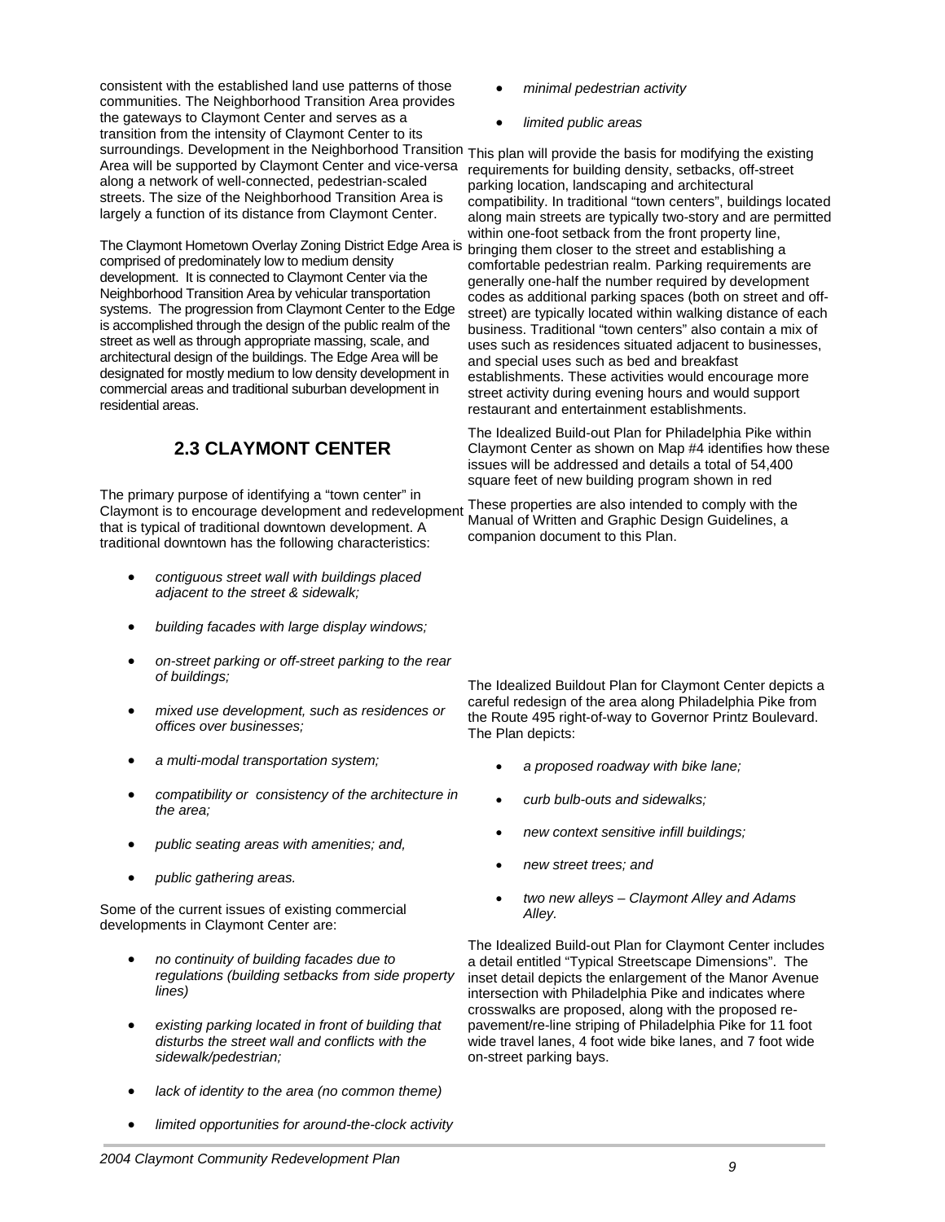consistent with the established land use patterns of those communities. The Neighborhood Transition Area provides the gateways to Claymont Center and serves as a transition from the intensity of Claymont Center to its surroundings. Development in the Neighborhood Transition Area will be supported by Claymont Center and vice-versa along a network of well-connected, pedestrian-scaled streets. The size of the Neighborhood Transition Area is largely a function of its distance from Claymont Center.

The Claymont Hometown Overlay Zoning District Edge Area is comprised of predominately low to medium density development. It is connected to Claymont Center via the Neighborhood Transition Area by vehicular transportation systems. The progression from Claymont Center to the Edge is accomplished through the design of the public realm of the street as well as through appropriate massing, scale, and architectural design of the buildings. The Edge Area will be designated for mostly medium to low density development in commercial areas and traditional suburban development in residential areas.

## 2.3 CLAYMONT CENTER

The primary purpose of identifying a "town center" in Claymont is to encourage development and redevelopment that is typical of traditional downtown development. A traditional downtown has the following characteristics:

- *contiguous street wall with buildings placed adjacent to the street & sidewalk;*
- *building facades with large display windows;*
- *on-street parking or off-street parking to the rear of buildings;*
- *mixed use development, such as residences or offices over businesses;*
- *a multi-modal transportation system;*
- *compatibility or consistency of the architecture in the area;*
- *public seating areas with amenities; and,*
- *public gathering areas.*

Some of the current issues of existing commercial developments in Claymont Center are:

- *no continuity of building facades due to regulations (building setbacks from side property lines)*
- *existing parking located in front of building that disturbs the street wall and conflicts with the sidewalk/pedestrian;*
- *lack of identity to the area (no common theme)*
- *limited opportunities for around-the-clock activity*
- *minimal pedestrian activity*
- *limited public areas*

This plan will provide the basis for modifying the existing requirements for building density, setbacks, off-street parking location, landscaping and architectural compatibility. In traditional "town centers", buildings located along main streets are typically two-story and are permitted within one-foot setback from the front property line, bringing them closer to the street and establishing a comfortable pedestrian realm. Parking requirements are generally one-half the number required by development codes as additional parking spaces (both on street and off-street) are typically located within walking distance of each business. Traditional "town centers" also contain a mix of uses such as residences situated adjacent to businesses, and special uses such as bed and breakfast establishments. These activities would encourage more street activity during evening hours and would support restaurant and entertainment establishments.

The Idealized Build-out Plan for Philadelphia Pike within Claymont Center as shown on Map #4 identifies how these issues will be addressed and details a total of 54,400 square feet of new building program shown in red

These properties are also intended to comply with the Manual of Written and Graphic Design Guidelines, a companion document to this Plan.

The Idealized Buildout Plan for Claymont Center depicts a careful redesign of the area along Philadelphia Pike from the Route 495 right-of-way to Governor Printz Boulevard. The Plan depicts:

- *a proposed roadway with bike lane;*
- *curb bulb-outs and sidewalks;*
- *new context sensitive infill buildings;*
- *new street trees; and*
- *two new alleys – Claymont Alley and Adams Alley.*

The Idealized Build-out Plan for Claymont Center includes a detail entitled "Typical Streetscape Dimensions". The inset detail depicts the enlargement of the Manor Avenue intersection with Philadelphia Pike and indicates where crosswalks are proposed, along with the proposed re-pavement/re-line striping of Philadelphia Pike for 11 foot wide travel lanes, 4 foot wide bike lanes, and 7 foot wide on-street parking bays.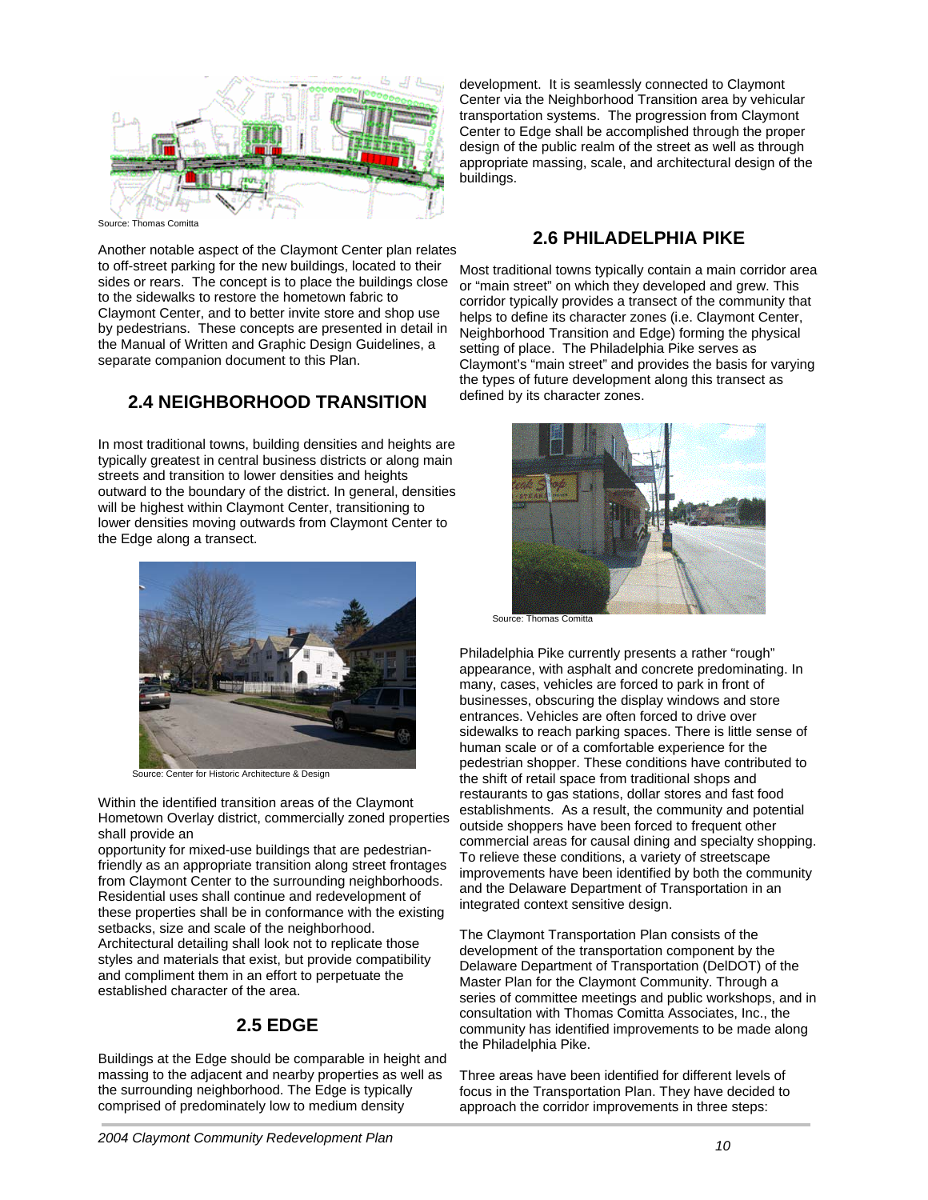Source: Thomas Comitta

Another notable aspect of the Claymont Center plan relates to off-street parking for the new buildings, located to their sides or rears. The concept is to place the buildings close to the sidewalks to restore the hometown fabric to Claymont Center, and to better invite store and shop use by pedestrians. These concepts are presented in detail in the Manual of Written and Graphic Design Guidelines, a separate companion document to this Plan.

## 2.4 NEIGHBORHOOD TRANSITION

In most traditional towns, building densities and heights are typically greatest in central business districts or along main streets and transition to lower densities and heights outward to the boundary of the district. In general, densities will be highest within Claymont Center, transitioning to lower densities moving outwards from Claymont Center to the Edge along a transect.

Source: Center for Historic Architecture & Design

Within the identified transition areas of the Claymont Hometown Overlay district, commercially zoned properties shall provide an opportunity for mixed-use buildings that are pedestrian-friendly as an appropriate transition along street frontages from Claymont Center to the surrounding neighborhoods. Residential uses shall continue and redevelopment of these properties shall be in conformance with the existing setbacks, size and scale of the neighborhood. Architectural detailing shall look not to replicate those styles and materials that exist, but provide compatibility and compliment them in an effort to perpetuate the established character of the area.

## 2.5 EDGE

Buildings at the Edge should be comparable in height and massing to the adjacent and nearby properties as well as the surrounding neighborhood. The Edge is typically comprised of predominately low to medium density development. It is seamlessly connected to Claymont Center via the Neighborhood Transition area by vehicular transportation systems. The progression from Claymont Center to Edge shall be accomplished through the proper design of the public realm of the street as well as through appropriate massing, scale, and architectural design of the buildings.

## 2.6 PHILADELPHIA PIKE

Most traditional towns typically contain a main corridor area or "main street" on which they developed and grew. This corridor typically provides a transect of the community that helps to define its character zones (i.e. Claymont Center, Neighborhood Transition and Edge) forming the physical setting of place. The Philadelphia Pike serves as Claymont's "main street" and provides the basis for varying the types of future development along this transect as defined by its character zones.

Source: Thomas Comitta

Philadelphia Pike currently presents a rather "rough" appearance, with asphalt and concrete predominating. In many, cases, vehicles are forced to park in front of businesses, obscuring the display windows and store entrances. Vehicles are often forced to drive over sidewalks to reach parking spaces. There is little sense of human scale or of a comfortable experience for the pedestrian shopper. These conditions have contributed to the shift of retail space from traditional shops and restaurants to gas stations, dollar stores and fast food establishments. As a result, the community and potential outside shoppers have been forced to frequent other commercial areas for causal dining and specialty shopping. To relieve these conditions, a variety of streetscape improvements have been identified by both the community and the Delaware Department of Transportation in an integrated context sensitive design.

The Claymont Transportation Plan consists of the development of the transportation component by the Delaware Department of Transportation (DelDOT) of the Master Plan for the Claymont Community. Through a series of committee meetings and public workshops, and in consultation with Thomas Comitta Associates, Inc., the community has identified improvements to be made along the Philadelphia Pike.

Three areas have been identified for different levels of focus in the Transportation Plan. They have decided to approach the corridor improvements in three steps: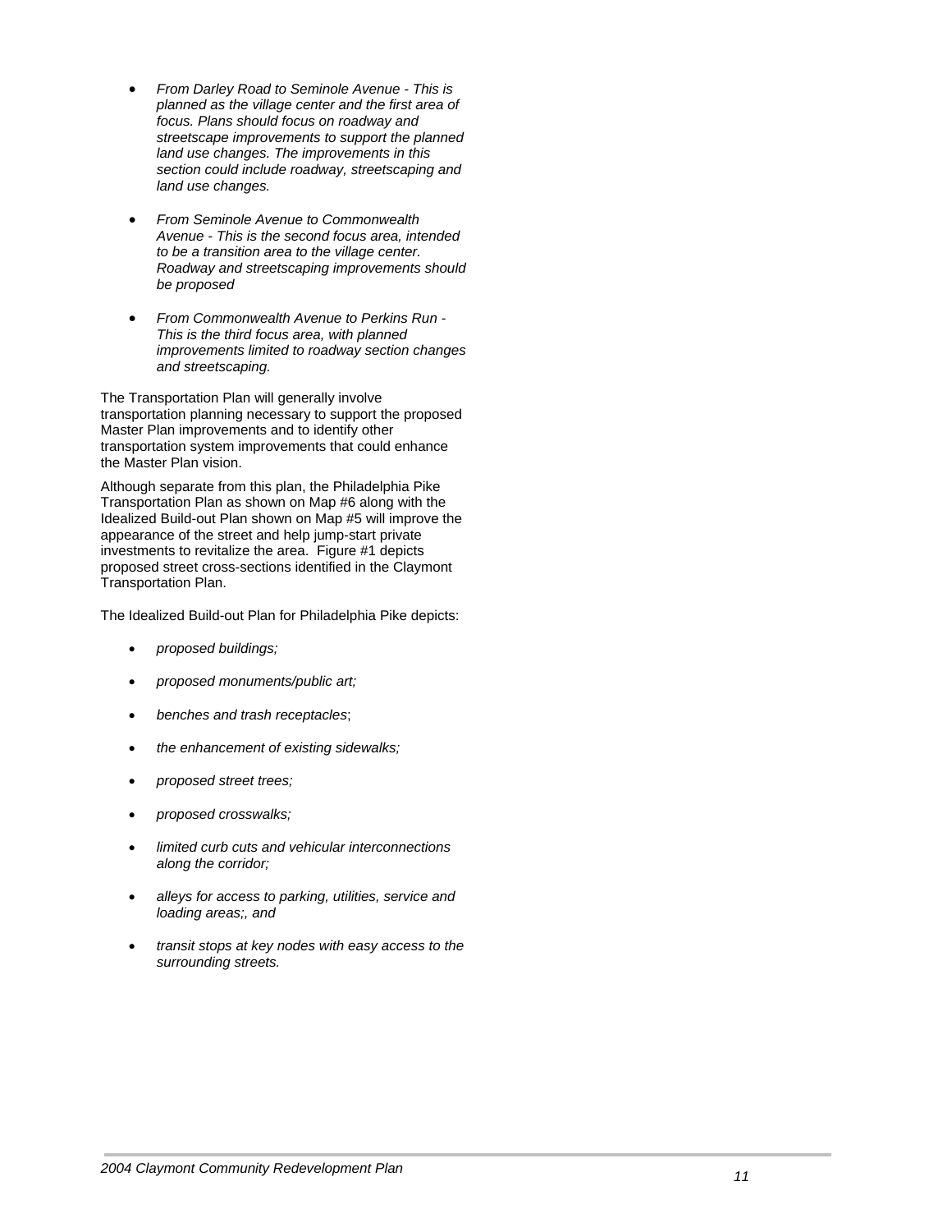- *From Darley Road to Seminole Avenue - This is planned as the village center and the first area of focus. Plans should focus on roadway and streetscape improvements to support the planned land use changes. The improvements in this section could include roadway, streetscaping and land use changes.*

- *From Seminole Avenue to Commonwealth Avenue - This is the second focus area, intended to be a transition area to the village center. Roadway and streetscaping improvements should be proposed*

- *From Commonwealth Avenue to Perkins Run - This is the third focus area, with planned improvements limited to roadway section changes and streetscaping.*

The Transportation Plan will generally involve transportation planning necessary to support the proposed Master Plan improvements and to identify other transportation system improvements that could enhance the Master Plan vision.

Although separate from this plan, the Philadelphia Pike Transportation Plan as shown on Map #6 along with the Idealized Build-out Plan shown on Map #5 will improve the appearance of the street and help jump-start private investments to revitalize the area. Figure #1 depicts proposed street cross-sections identified in the Claymont Transportation Plan.

The Idealized Build-out Plan for Philadelphia Pike depicts:

- *proposed buildings;*
- *proposed monuments/public art;*
- *benches and trash receptacles*;
- *the enhancement of existing sidewalks;*
- *proposed street trees;*
- *proposed crosswalks;*
- *limited curb cuts and vehicular interconnections along the corridor;*
- *alleys for access to parking, utilities, service and loading areas;, and*
- *transit stops at key nodes with easy access to the surrounding streets.*